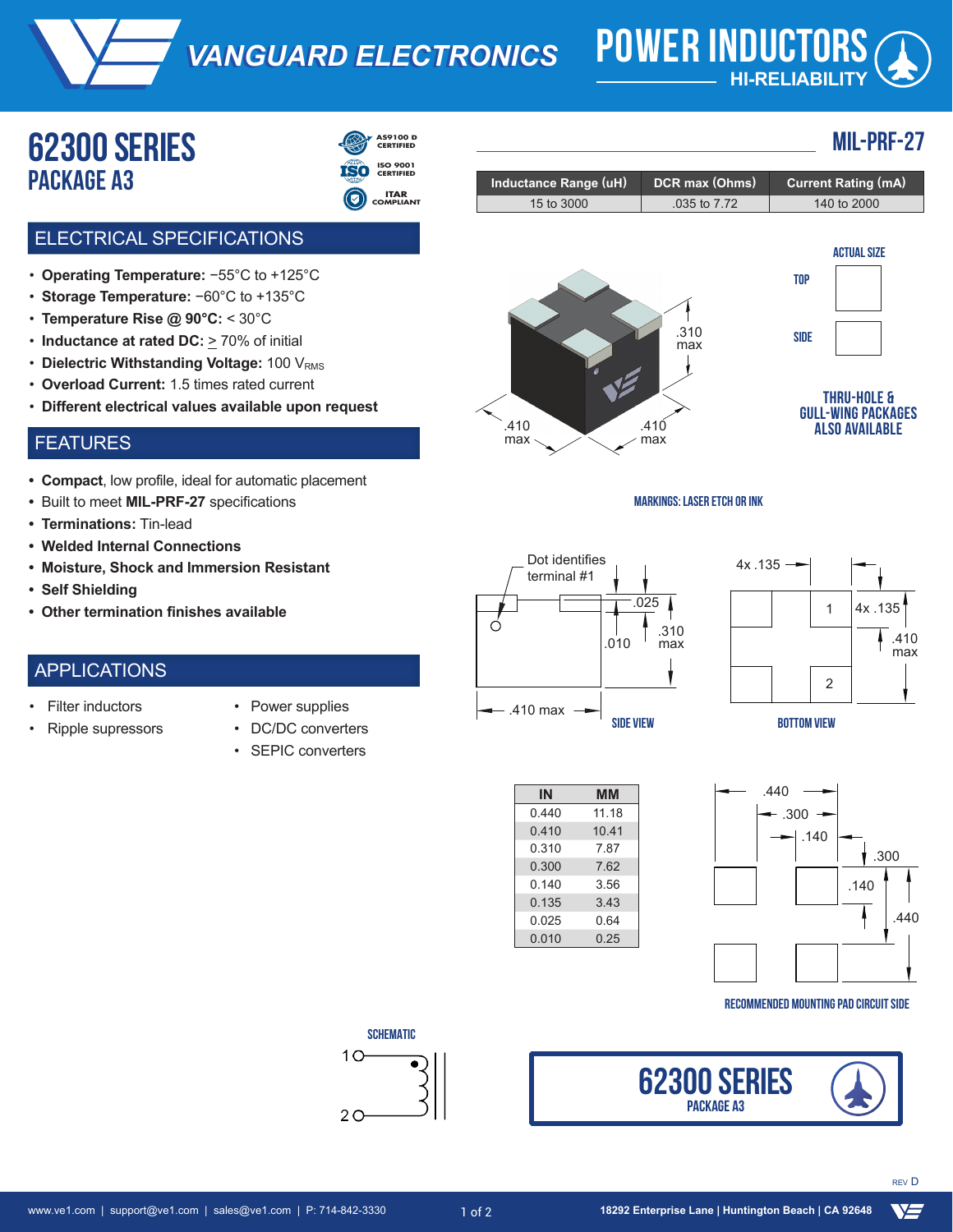# VANGUARD ELECTRONICS

## POWER INDUCTORS
HI-RELIABILITY

# 62300 SERIES
## PACKAGE A3

AS9100 D CERTIFIED
ISO 9001 CERTIFIED
ITAR COMPLIANT

## MIL-PRF-27

| Inductance Range (uH) | DCR max (Ohms) | Current Rating (mA) |
|---|---|---|
| 15 to 3000 | .035 to 7.72 | 140 to 2000 |

## ELECTRICAL SPECIFICATIONS

- **Operating Temperature:** −55°C to +125°C
- **Storage Temperature:** −60°C to +135°C
- **Temperature Rise @ 90°C:** < 30°C
- **Inductance at rated DC:** ≥ 70% of initial
- **Dielectric Withstanding Voltage:** 100 $V_{RMS}$
- **Overload Current:** 1.5 times rated current
- **Different electrical values available upon request**

## FEATURES

- **Compact**, low profile, ideal for automatic placement
- Built to meet **MIL-PRF-27** specifications
- **Terminations:** Tin-lead
- **Welded Internal Connections**
- **Moisture, Shock and Immersion Resistant**
- **Self Shielding**
- **Other termination finishes available**

## APPLICATIONS

- Filter inductors
- Ripple supressors
- Power supplies
- DC/DC converters
- SEPIC converters

ACTUAL SIZE

TOP

SIDE

.310 max

.410 max

.410 max

THRU-HOLE & GULL-WING PACKAGES ALSO AVAILABLE

MARKINGS: LASER ETCH OR INK

Dot identifies terminal #1

.025

.010

.310 max

.410 max

SIDE VIEW

4x .135

4x .135

.410 max

1

2

BOTTOM VIEW

| IN | MM |
|---|---|
| 0.440 | 11.18 |
| 0.410 | 10.41 |
| 0.310 | 7.87 |
| 0.300 | 7.62 |
| 0.140 | 3.56 |
| 0.135 | 3.43 |
| 0.025 | 0.64 |
| 0.010 | 0.25 |

.440 .300 .140 .300 .140 .440

RECOMMENDED MOUNTING PAD CIRCUIT SIDE

SCHEMATIC

1

2

**62300 SERIES**
PACKAGE A3

REV D

www.ve1.com | support@ve1.com | sales@ve1.com | P: 714-842-3330

18292 Enterprise Lane | Huntington Beach | CA 92648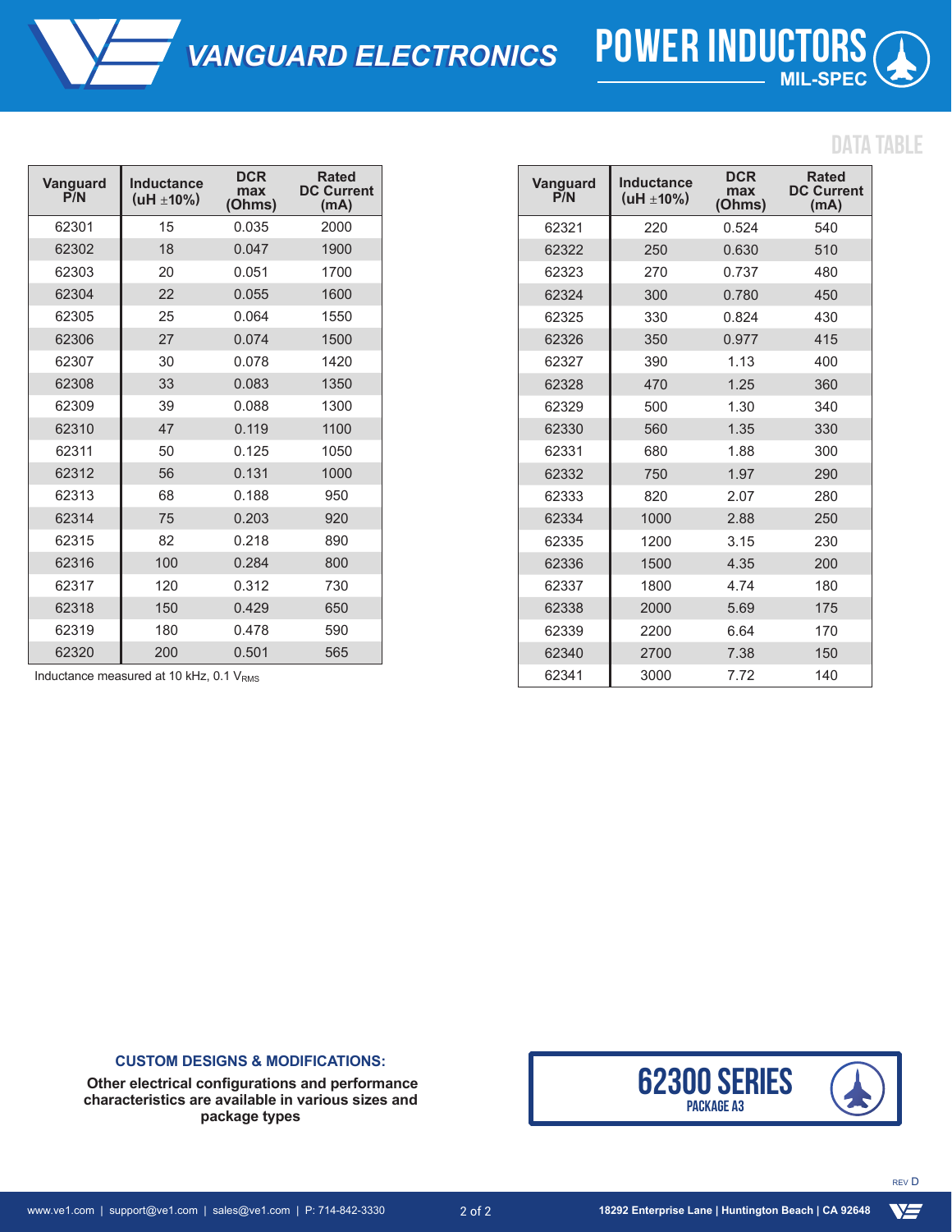# DATA TABLE

| Vanguard P/N | Inductance (uH ±10%) | DCR max (Ohms) | Rated DC Current (mA) |
|---|---|---|---|
| 62301 | 15 | 0.035 | 2000 |
| 62302 | 18 | 0.047 | 1900 |
| 62303 | 20 | 0.051 | 1700 |
| 62304 | 22 | 0.055 | 1600 |
| 62305 | 25 | 0.064 | 1550 |
| 62306 | 27 | 0.074 | 1500 |
| 62307 | 30 | 0.078 | 1420 |
| 62308 | 33 | 0.083 | 1350 |
| 62309 | 39 | 0.088 | 1300 |
| 62310 | 47 | 0.119 | 1100 |
| 62311 | 50 | 0.125 | 1050 |
| 62312 | 56 | 0.131 | 1000 |
| 62313 | 68 | 0.188 | 950 |
| 62314 | 75 | 0.203 | 920 |
| 62315 | 82 | 0.218 | 890 |
| 62316 | 100 | 0.284 | 800 |
| 62317 | 120 | 0.312 | 730 |
| 62318 | 150 | 0.429 | 650 |
| 62319 | 180 | 0.478 | 590 |
| 62320 | 200 | 0.501 | 565 |

Inductance measured at 10 kHz, 0.1 $V_{RMS}$

| Vanguard P/N | Inductance (uH ±10%) | DCR max (Ohms) | Rated DC Current (mA) |
|---|---|---|---|
| 62321 | 220 | 0.524 | 540 |
| 62322 | 250 | 0.630 | 510 |
| 62323 | 270 | 0.737 | 480 |
| 62324 | 300 | 0.780 | 450 |
| 62325 | 330 | 0.824 | 430 |
| 62326 | 350 | 0.977 | 415 |
| 62327 | 390 | 1.13 | 400 |
| 62328 | 470 | 1.25 | 360 |
| 62329 | 500 | 1.30 | 340 |
| 62330 | 560 | 1.35 | 330 |
| 62331 | 680 | 1.88 | 300 |
| 62332 | 750 | 1.97 | 290 |
| 62333 | 820 | 2.07 | 280 |
| 62334 | 1000 | 2.88 | 250 |
| 62335 | 1200 | 3.15 | 230 |
| 62336 | 1500 | 4.35 | 200 |
| 62337 | 1800 | 4.74 | 180 |
| 62338 | 2000 | 5.69 | 175 |
| 62339 | 2200 | 6.64 | 170 |
| 62340 | 2700 | 7.38 | 150 |
| 62341 | 3000 | 7.72 | 140 |

### CUSTOM DESIGNS & MODIFICATIONS:

**Other electrical configurations and performance characteristics are available in various sizes and package types**

**62300 SERIES**
**PACKAGE A3**

REV D